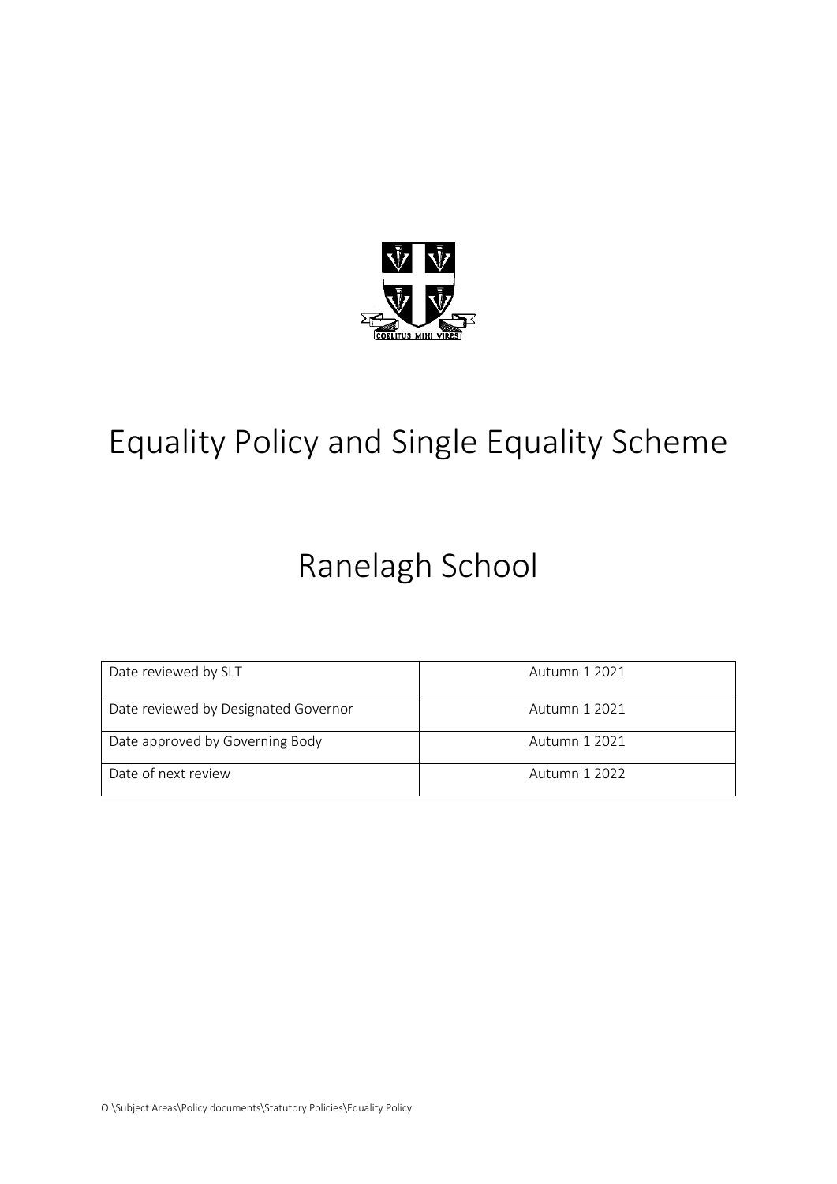# Equality Policy and Single Equality Scheme

# Ranelagh School

| Date reviewed by SLT | Autumn 1 2021 |
|---|---|
| Date reviewed by Designated Governor | Autumn 1 2021 |
| Date approved by Governing Body | Autumn 1 2021 |
| Date of next review | Autumn 1 2022 |

O:\Subject Areas\Policy documents\Statutory Policies\Equality Policy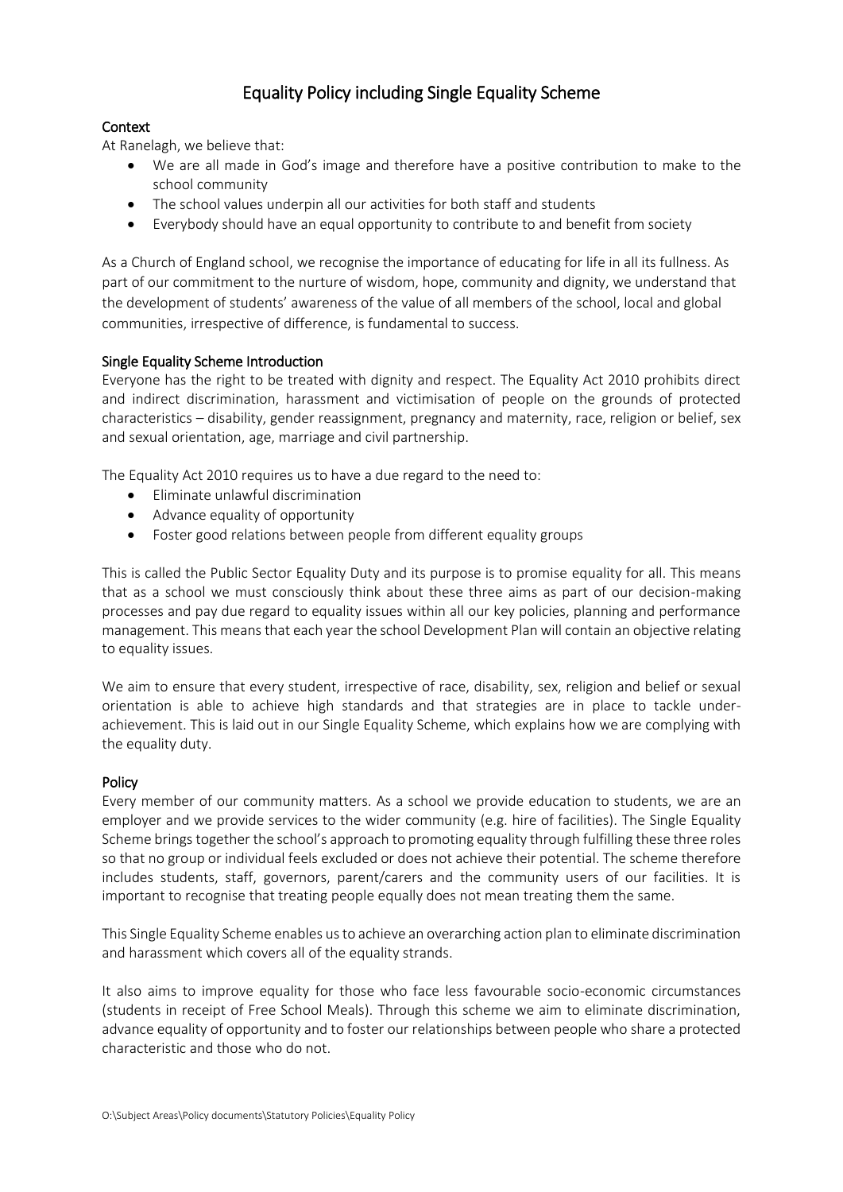# Equality Policy including Single Equality Scheme

## Context

At Ranelagh, we believe that:

- We are all made in God's image and therefore have a positive contribution to make to the school community
- The school values underpin all our activities for both staff and students
- Everybody should have an equal opportunity to contribute to and benefit from society

As a Church of England school, we recognise the importance of educating for life in all its fullness. As part of our commitment to the nurture of wisdom, hope, community and dignity, we understand that the development of students' awareness of the value of all members of the school, local and global communities, irrespective of difference, is fundamental to success.

## Single Equality Scheme Introduction

Everyone has the right to be treated with dignity and respect. The Equality Act 2010 prohibits direct and indirect discrimination, harassment and victimisation of people on the grounds of protected characteristics – disability, gender reassignment, pregnancy and maternity, race, religion or belief, sex and sexual orientation, age, marriage and civil partnership.

The Equality Act 2010 requires us to have a due regard to the need to:

- Eliminate unlawful discrimination
- Advance equality of opportunity
- Foster good relations between people from different equality groups

This is called the Public Sector Equality Duty and its purpose is to promise equality for all. This means that as a school we must consciously think about these three aims as part of our decision-making processes and pay due regard to equality issues within all our key policies, planning and performance management. This means that each year the school Development Plan will contain an objective relating to equality issues.

We aim to ensure that every student, irrespective of race, disability, sex, religion and belief or sexual orientation is able to achieve high standards and that strategies are in place to tackle under-achievement. This is laid out in our Single Equality Scheme, which explains how we are complying with the equality duty.

## Policy

Every member of our community matters. As a school we provide education to students, we are an employer and we provide services to the wider community (e.g. hire of facilities). The Single Equality Scheme brings together the school's approach to promoting equality through fulfilling these three roles so that no group or individual feels excluded or does not achieve their potential. The scheme therefore includes students, staff, governors, parent/carers and the community users of our facilities. It is important to recognise that treating people equally does not mean treating them the same.

This Single Equality Scheme enables us to achieve an overarching action plan to eliminate discrimination and harassment which covers all of the equality strands.

It also aims to improve equality for those who face less favourable socio-economic circumstances (students in receipt of Free School Meals). Through this scheme we aim to eliminate discrimination, advance equality of opportunity and to foster our relationships between people who share a protected characteristic and those who do not.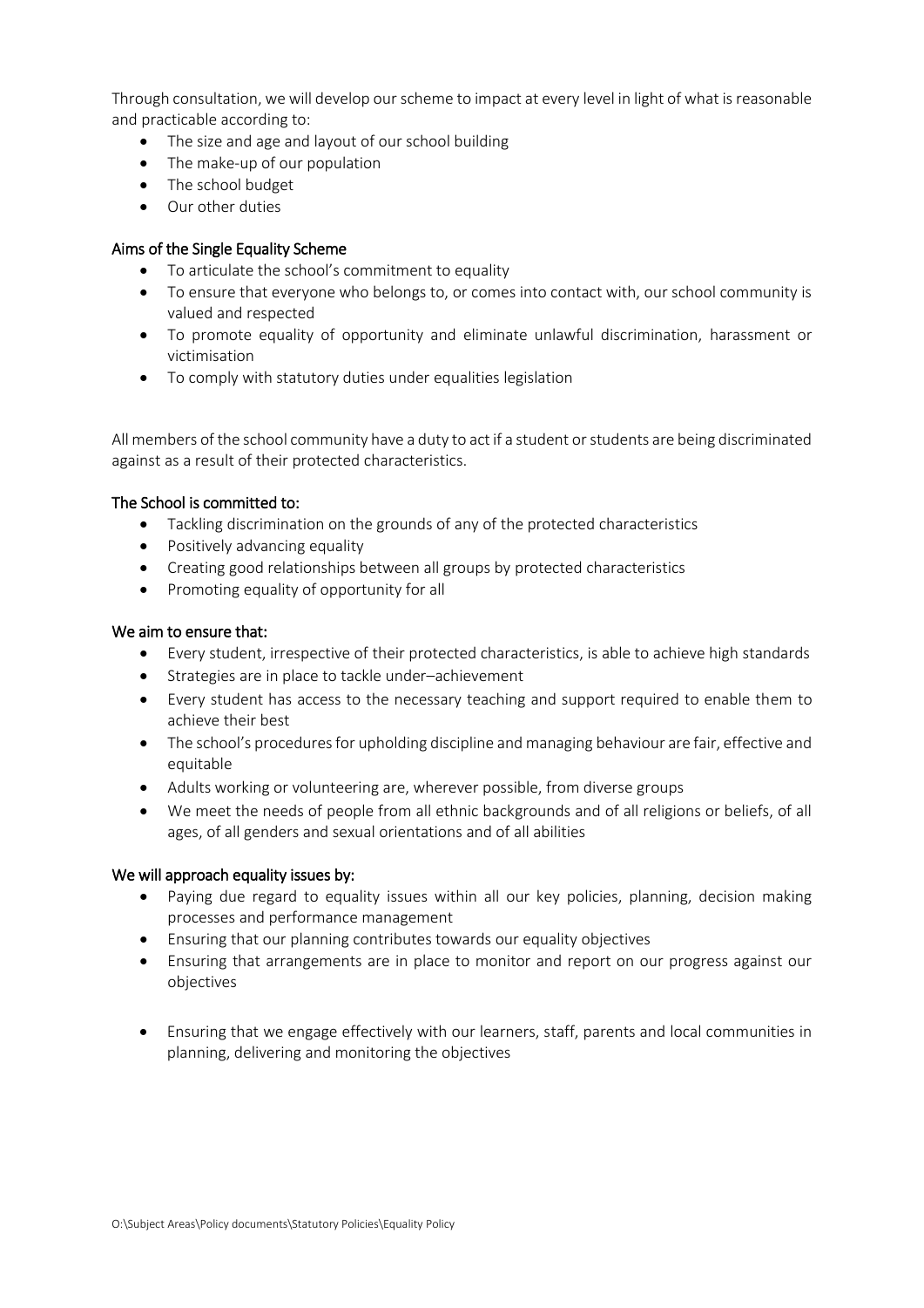Through consultation, we will develop our scheme to impact at every level in light of what is reasonable and practicable according to:

- The size and age and layout of our school building
- The make-up of our population
- The school budget
- Our other duties

### Aims of the Single Equality Scheme

- To articulate the school's commitment to equality
- To ensure that everyone who belongs to, or comes into contact with, our school community is valued and respected
- To promote equality of opportunity and eliminate unlawful discrimination, harassment or victimisation
- To comply with statutory duties under equalities legislation

All members of the school community have a duty to act if a student or students are being discriminated against as a result of their protected characteristics.

### The School is committed to:

- Tackling discrimination on the grounds of any of the protected characteristics
- Positively advancing equality
- Creating good relationships between all groups by protected characteristics
- Promoting equality of opportunity for all

### We aim to ensure that:

- Every student, irrespective of their protected characteristics, is able to achieve high standards
- Strategies are in place to tackle under–achievement
- Every student has access to the necessary teaching and support required to enable them to achieve their best
- The school's procedures for upholding discipline and managing behaviour are fair, effective and equitable
- Adults working or volunteering are, wherever possible, from diverse groups
- We meet the needs of people from all ethnic backgrounds and of all religions or beliefs, of all ages, of all genders and sexual orientations and of all abilities

### We will approach equality issues by:

- Paying due regard to equality issues within all our key policies, planning, decision making processes and performance management
- Ensuring that our planning contributes towards our equality objectives
- Ensuring that arrangements are in place to monitor and report on our progress against our objectives
- Ensuring that we engage effectively with our learners, staff, parents and local communities in planning, delivering and monitoring the objectives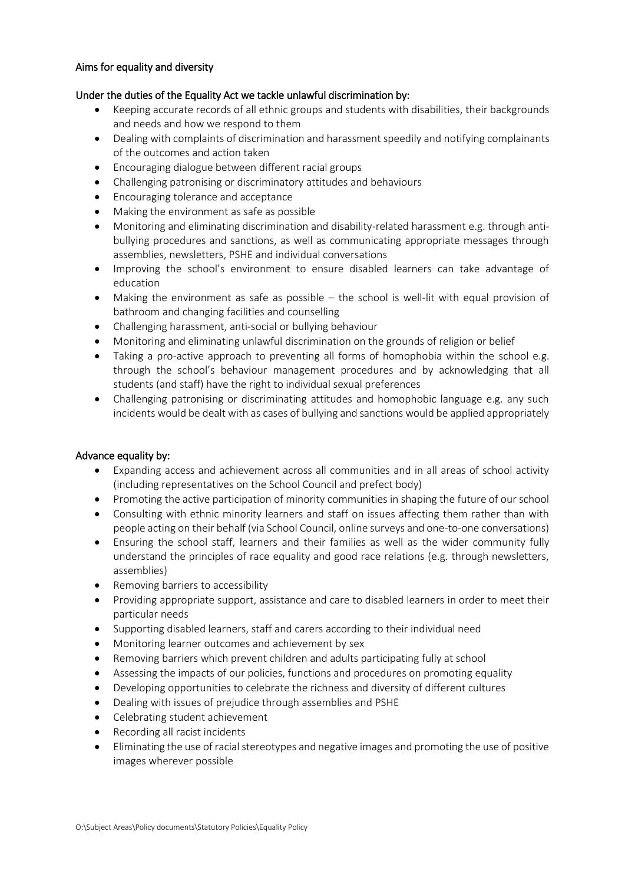## Aims for equality and diversity

### Under the duties of the Equality Act we tackle unlawful discrimination by:

- Keeping accurate records of all ethnic groups and students with disabilities, their backgrounds and needs and how we respond to them
- Dealing with complaints of discrimination and harassment speedily and notifying complainants of the outcomes and action taken
- Encouraging dialogue between different racial groups
- Challenging patronising or discriminatory attitudes and behaviours
- Encouraging tolerance and acceptance
- Making the environment as safe as possible
- Monitoring and eliminating discrimination and disability-related harassment e.g. through anti-bullying procedures and sanctions, as well as communicating appropriate messages through assemblies, newsletters, PSHE and individual conversations
- Improving the school's environment to ensure disabled learners can take advantage of education
- Making the environment as safe as possible – the school is well-lit with equal provision of bathroom and changing facilities and counselling
- Challenging harassment, anti-social or bullying behaviour
- Monitoring and eliminating unlawful discrimination on the grounds of religion or belief
- Taking a pro-active approach to preventing all forms of homophobia within the school e.g. through the school's behaviour management procedures and by acknowledging that all students (and staff) have the right to individual sexual preferences
- Challenging patronising or discriminating attitudes and homophobic language e.g. any such incidents would be dealt with as cases of bullying and sanctions would be applied appropriately

### Advance equality by:

- Expanding access and achievement across all communities and in all areas of school activity (including representatives on the School Council and prefect body)
- Promoting the active participation of minority communities in shaping the future of our school
- Consulting with ethnic minority learners and staff on issues affecting them rather than with people acting on their behalf (via School Council, online surveys and one-to-one conversations)
- Ensuring the school staff, learners and their families as well as the wider community fully understand the principles of race equality and good race relations (e.g. through newsletters, assemblies)
- Removing barriers to accessibility
- Providing appropriate support, assistance and care to disabled learners in order to meet their particular needs
- Supporting disabled learners, staff and carers according to their individual need
- Monitoring learner outcomes and achievement by sex
- Removing barriers which prevent children and adults participating fully at school
- Assessing the impacts of our policies, functions and procedures on promoting equality
- Developing opportunities to celebrate the richness and diversity of different cultures
- Dealing with issues of prejudice through assemblies and PSHE
- Celebrating student achievement
- Recording all racist incidents
- Eliminating the use of racial stereotypes and negative images and promoting the use of positive images wherever possible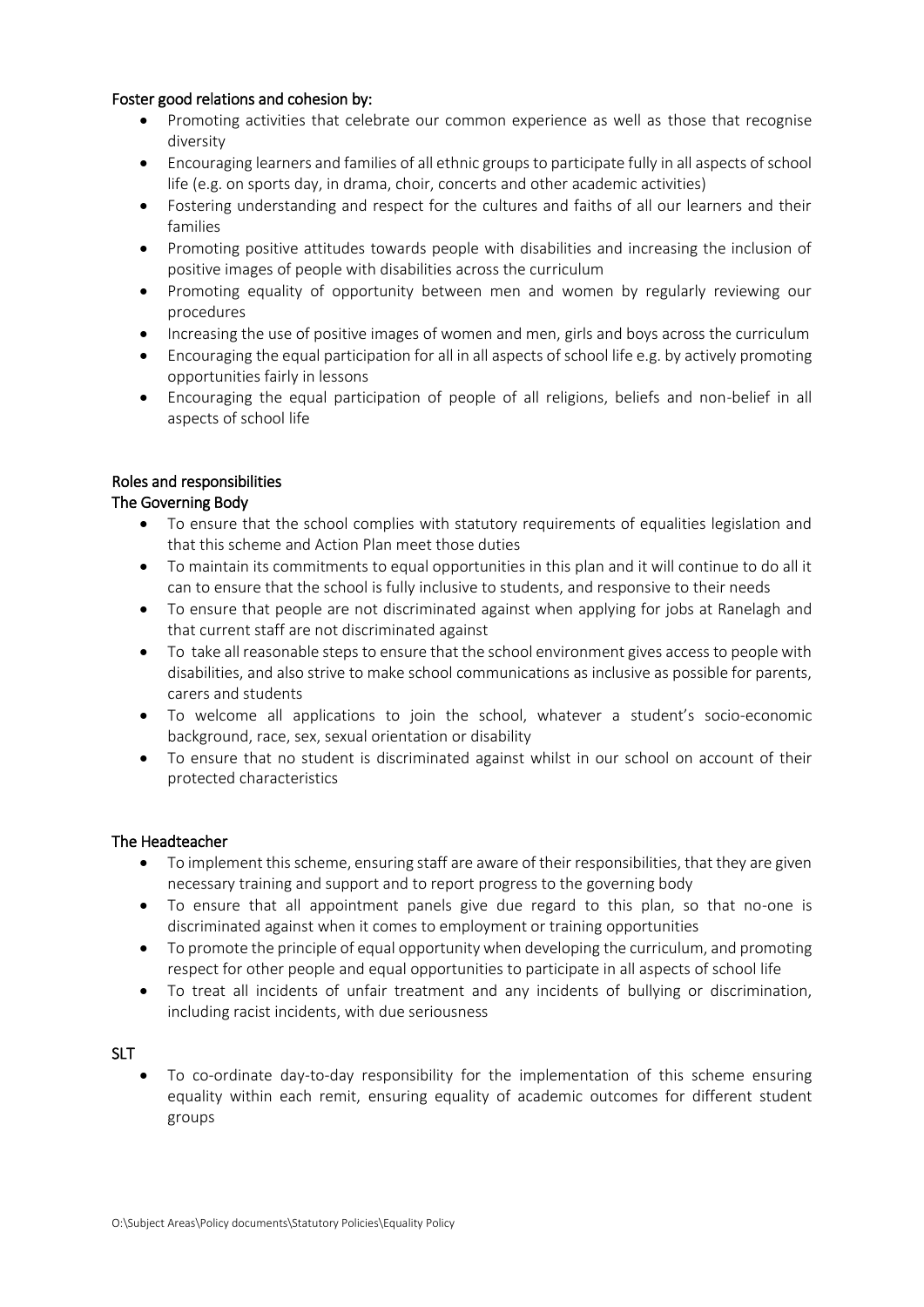### Foster good relations and cohesion by:

- Promoting activities that celebrate our common experience as well as those that recognise diversity
- Encouraging learners and families of all ethnic groups to participate fully in all aspects of school life (e.g. on sports day, in drama, choir, concerts and other academic activities)
- Fostering understanding and respect for the cultures and faiths of all our learners and their families
- Promoting positive attitudes towards people with disabilities and increasing the inclusion of positive images of people with disabilities across the curriculum
- Promoting equality of opportunity between men and women by regularly reviewing our procedures
- Increasing the use of positive images of women and men, girls and boys across the curriculum
- Encouraging the equal participation for all in all aspects of school life e.g. by actively promoting opportunities fairly in lessons
- Encouraging the equal participation of people of all religions, beliefs and non-belief in all aspects of school life

## Roles and responsibilities

### The Governing Body

- To ensure that the school complies with statutory requirements of equalities legislation and that this scheme and Action Plan meet those duties
- To maintain its commitments to equal opportunities in this plan and it will continue to do all it can to ensure that the school is fully inclusive to students, and responsive to their needs
- To ensure that people are not discriminated against when applying for jobs at Ranelagh and that current staff are not discriminated against
- To take all reasonable steps to ensure that the school environment gives access to people with disabilities, and also strive to make school communications as inclusive as possible for parents, carers and students
- To welcome all applications to join the school, whatever a student's socio-economic background, race, sex, sexual orientation or disability
- To ensure that no student is discriminated against whilst in our school on account of their protected characteristics

### The Headteacher

- To implement this scheme, ensuring staff are aware of their responsibilities, that they are given necessary training and support and to report progress to the governing body
- To ensure that all appointment panels give due regard to this plan, so that no-one is discriminated against when it comes to employment or training opportunities
- To promote the principle of equal opportunity when developing the curriculum, and promoting respect for other people and equal opportunities to participate in all aspects of school life
- To treat all incidents of unfair treatment and any incidents of bullying or discrimination, including racist incidents, with due seriousness

### SLT

- To co-ordinate day-to-day responsibility for the implementation of this scheme ensuring equality within each remit, ensuring equality of academic outcomes for different student groups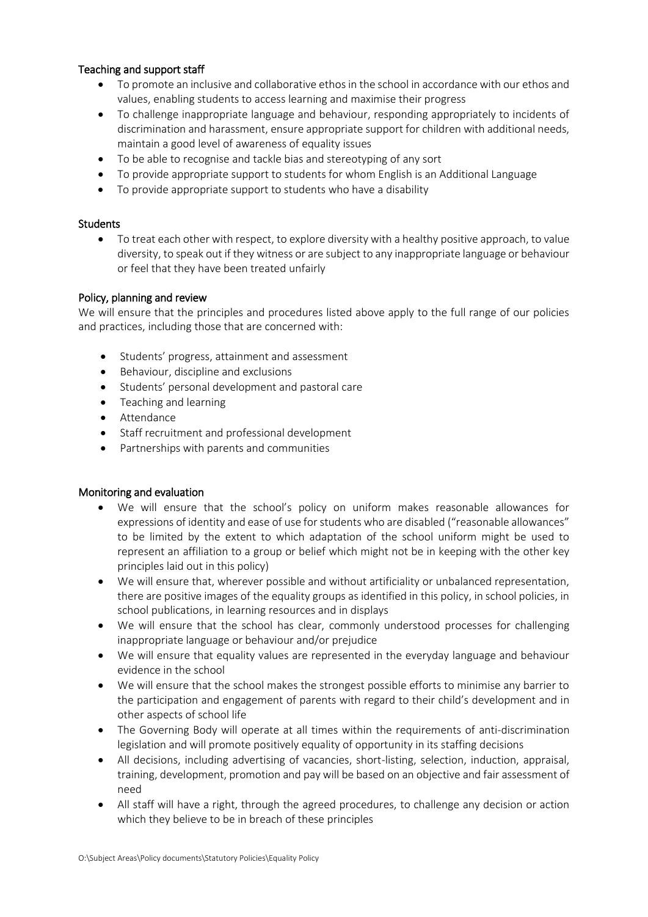### Teaching and support staff

- To promote an inclusive and collaborative ethos in the school in accordance with our ethos and values, enabling students to access learning and maximise their progress
- To challenge inappropriate language and behaviour, responding appropriately to incidents of discrimination and harassment, ensure appropriate support for children with additional needs, maintain a good level of awareness of equality issues
- To be able to recognise and tackle bias and stereotyping of any sort
- To provide appropriate support to students for whom English is an Additional Language
- To provide appropriate support to students who have a disability

### Students

- To treat each other with respect, to explore diversity with a healthy positive approach, to value diversity, to speak out if they witness or are subject to any inappropriate language or behaviour or feel that they have been treated unfairly

### Policy, planning and review

We will ensure that the principles and procedures listed above apply to the full range of our policies and practices, including those that are concerned with:

- Students' progress, attainment and assessment
- Behaviour, discipline and exclusions
- Students' personal development and pastoral care
- Teaching and learning
- Attendance
- Staff recruitment and professional development
- Partnerships with parents and communities

### Monitoring and evaluation

- We will ensure that the school's policy on uniform makes reasonable allowances for expressions of identity and ease of use for students who are disabled ("reasonable allowances" to be limited by the extent to which adaptation of the school uniform might be used to represent an affiliation to a group or belief which might not be in keeping with the other key principles laid out in this policy)
- We will ensure that, wherever possible and without artificiality or unbalanced representation, there are positive images of the equality groups as identified in this policy, in school policies, in school publications, in learning resources and in displays
- We will ensure that the school has clear, commonly understood processes for challenging inappropriate language or behaviour and/or prejudice
- We will ensure that equality values are represented in the everyday language and behaviour evidence in the school
- We will ensure that the school makes the strongest possible efforts to minimise any barrier to the participation and engagement of parents with regard to their child's development and in other aspects of school life
- The Governing Body will operate at all times within the requirements of anti-discrimination legislation and will promote positively equality of opportunity in its staffing decisions
- All decisions, including advertising of vacancies, short-listing, selection, induction, appraisal, training, development, promotion and pay will be based on an objective and fair assessment of need
- All staff will have a right, through the agreed procedures, to challenge any decision or action which they believe to be in breach of these principles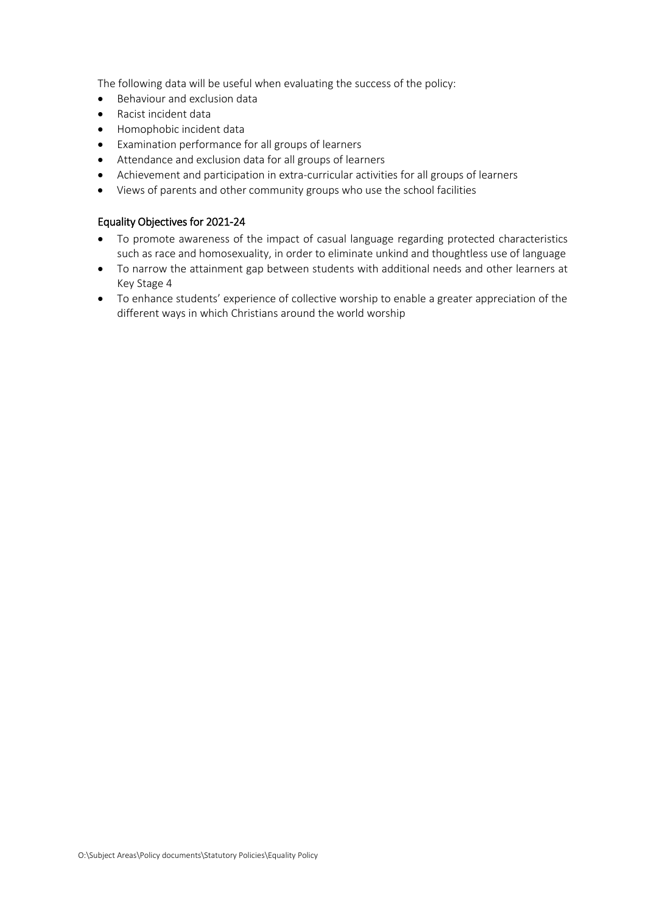The following data will be useful when evaluating the success of the policy:

- Behaviour and exclusion data
- Racist incident data
- Homophobic incident data
- Examination performance for all groups of learners
- Attendance and exclusion data for all groups of learners
- Achievement and participation in extra-curricular activities for all groups of learners
- Views of parents and other community groups who use the school facilities

## Equality Objectives for 2021-24

- To promote awareness of the impact of casual language regarding protected characteristics such as race and homosexuality, in order to eliminate unkind and thoughtless use of language
- To narrow the attainment gap between students with additional needs and other learners at Key Stage 4
- To enhance students' experience of collective worship to enable a greater appreciation of the different ways in which Christians around the world worship